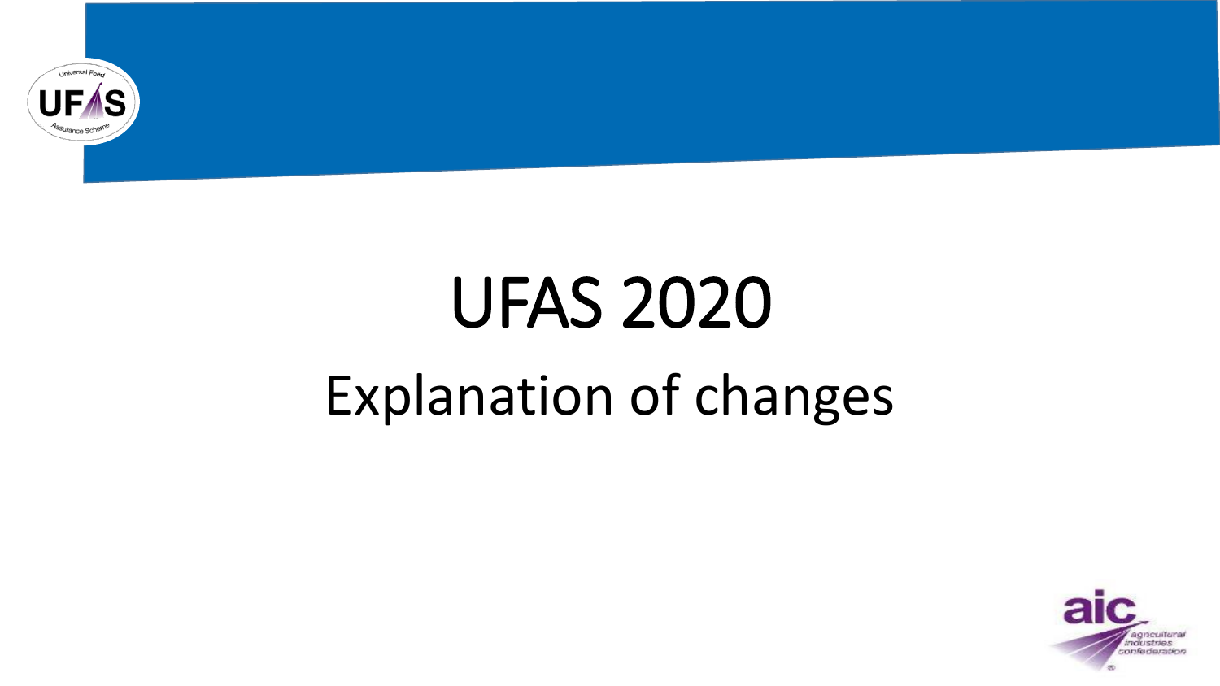# UFAS 2020

## Explanation of changes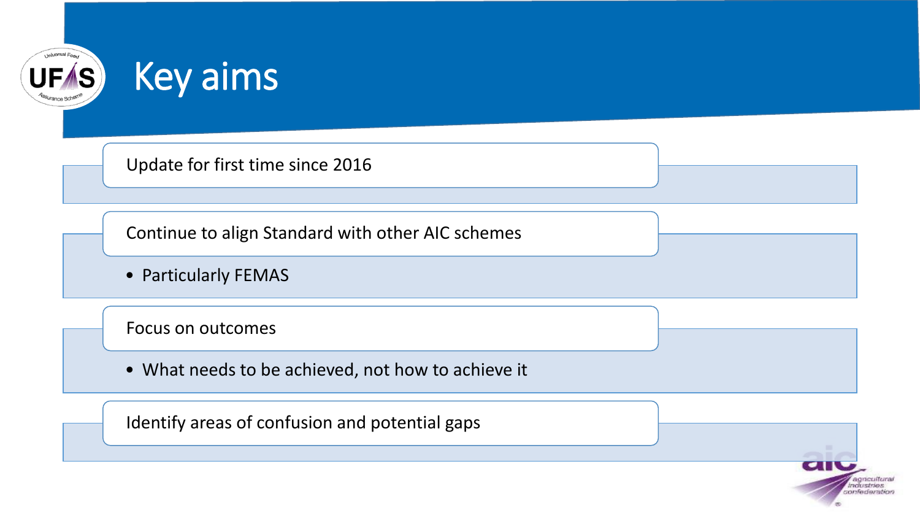# Key aims

- Update for first time since 2016
- Continue to align Standard with other AIC schemes
  - Particularly FEMAS
- Focus on outcomes
  - What needs to be achieved, not how to achieve it
- Identify areas of confusion and potential gaps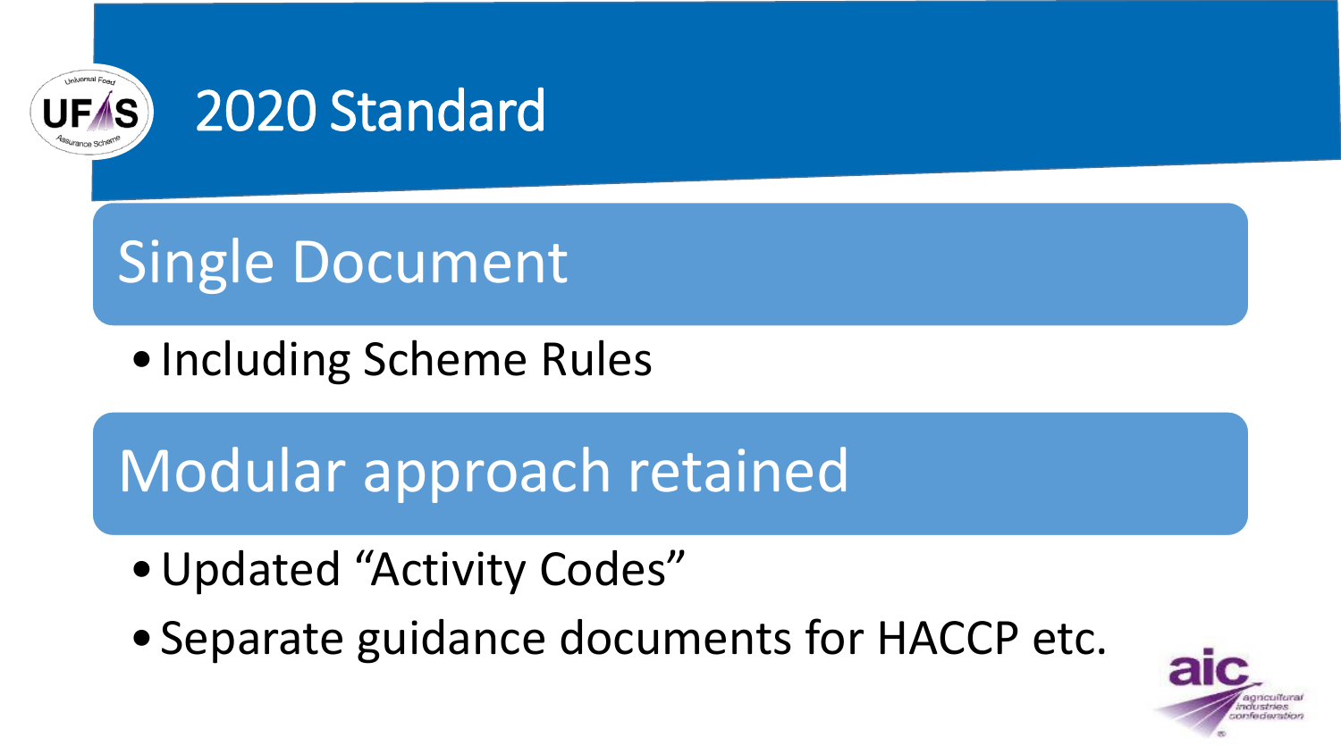# 2020 Standard

## Single Document

- Including Scheme Rules

## Modular approach retained

- Updated "Activity Codes"
- Separate guidance documents for HACCP etc.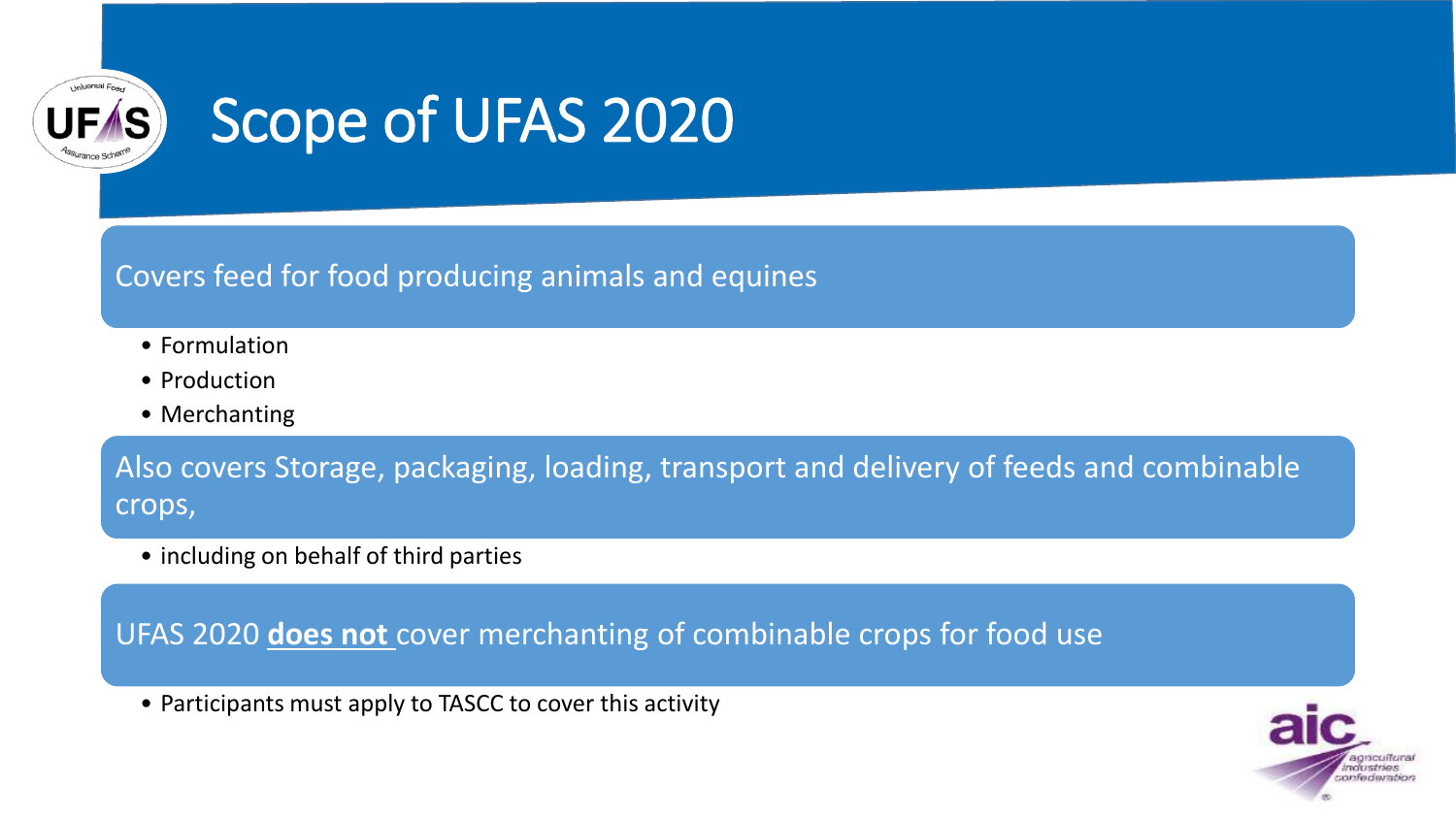# Scope of UFAS 2020

Covers feed for food producing animals and equines

- Formulation
- Production
- Merchanting

Also covers Storage, packaging, loading, transport and delivery of feeds and combinable crops,

- including on behalf of third parties

UFAS 2020 **does not** cover merchanting of combinable crops for food use

- Participants must apply to TASCC to cover this activity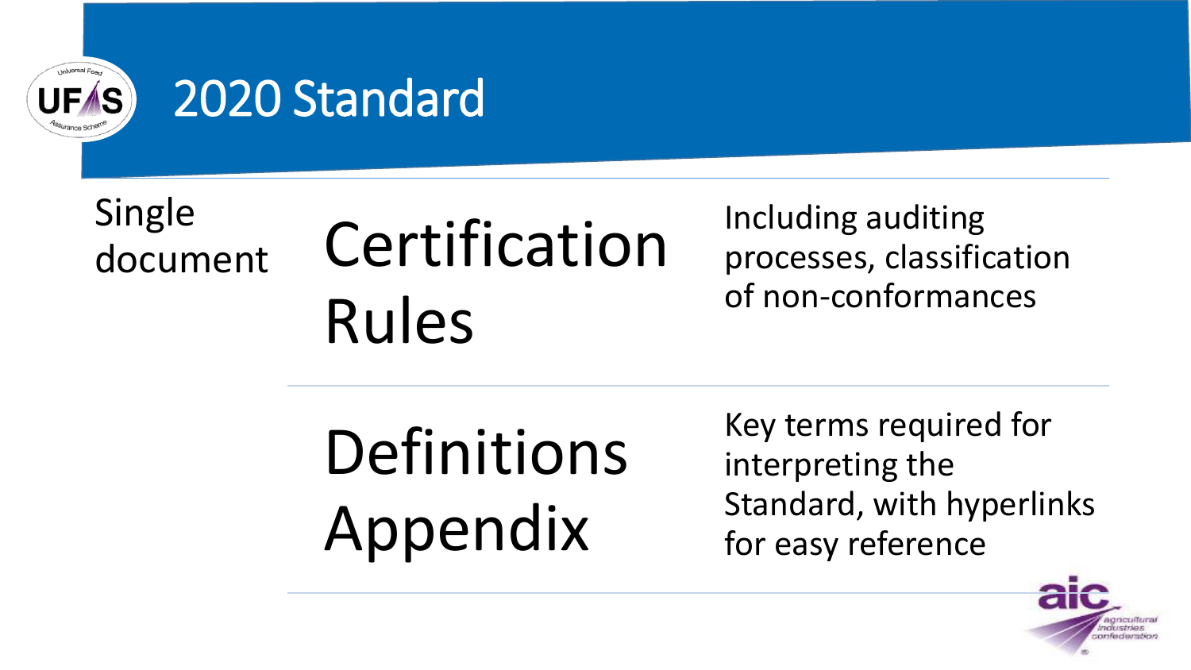# 2020 Standard

Single document

| | |
|---|---|
| **Certification Rules** | Including auditing processes, classification of non-conformances |
| **Definitions Appendix** | Key terms required for interpreting the Standard, with hyperlinks for easy reference |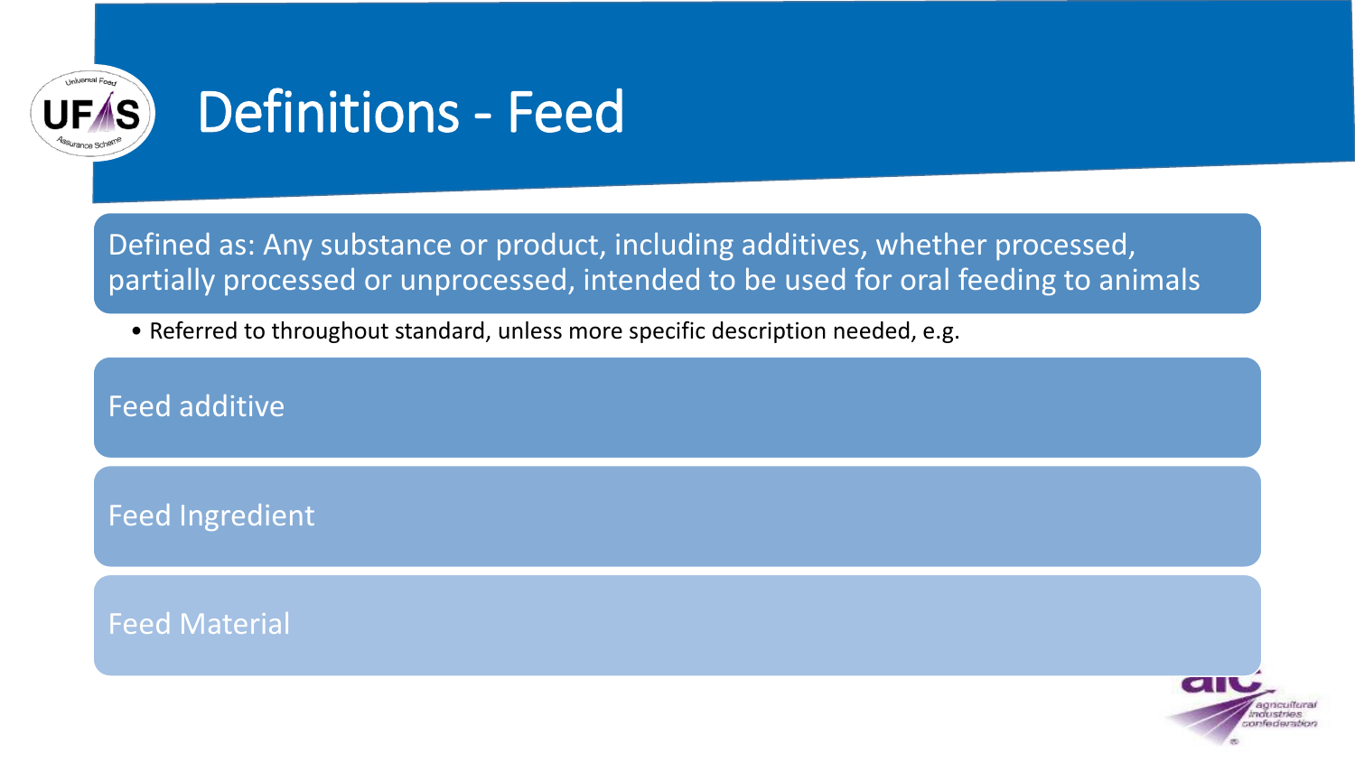# Definitions - Feed

Defined as: Any substance or product, including additives, whether processed, partially processed or unprocessed, intended to be used for oral feeding to animals

- Referred to throughout standard, unless more specific description needed, e.g.

Feed additive

Feed Ingredient

Feed Material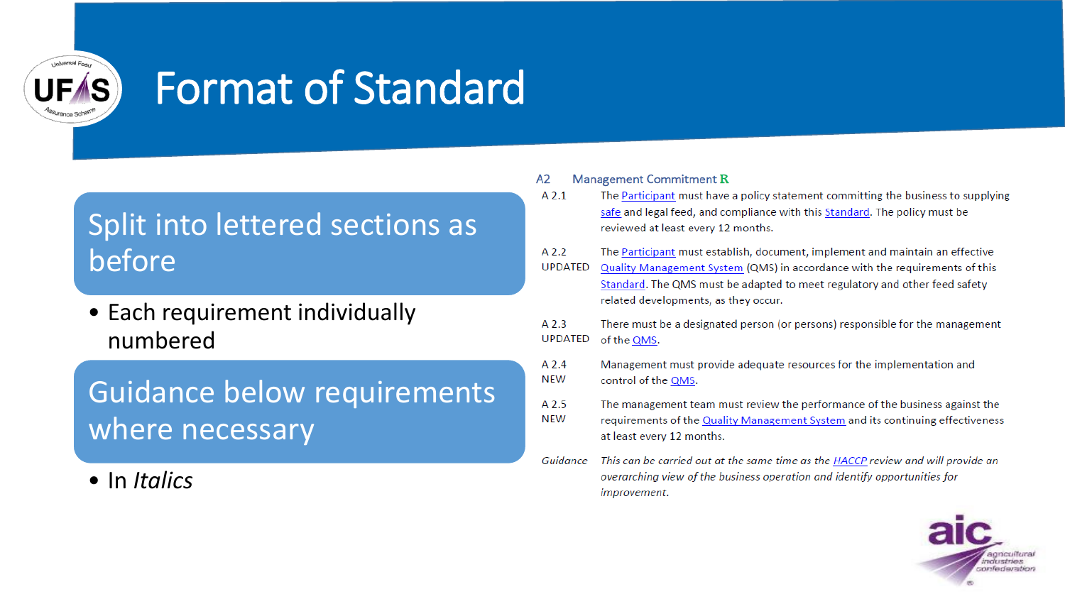# Format of Standard

## Split into lettered sections as before

- Each requirement individually numbered

## Guidance below requirements where necessary

- In *Italics*

---

**A2 Management Commitment R**

| | |
|---|---|
| A 2.1 | The Participant must have a policy statement committing the business to supplying safe and legal feed, and compliance with this Standard. The policy must be reviewed at least every 12 months. |
| A 2.2 UPDATED | The Participant must establish, document, implement and maintain an effective Quality Management System (QMS) in accordance with the requirements of this Standard. The QMS must be adapted to meet regulatory and other feed safety related developments, as they occur. |
| A 2.3 UPDATED | There must be a designated person (or persons) responsible for the management of the QMS. |
| A 2.4 NEW | Management must provide adequate resources for the implementation and control of the QMS. |
| A 2.5 NEW | The management team must review the performance of the business against the requirements of the Quality Management System and its continuing effectiveness at least every 12 months. |
| *Guidance* | *This can be carried out at the same time as the HACCP review and will provide an overarching view of the business operation and identify opportunities for improvement.* |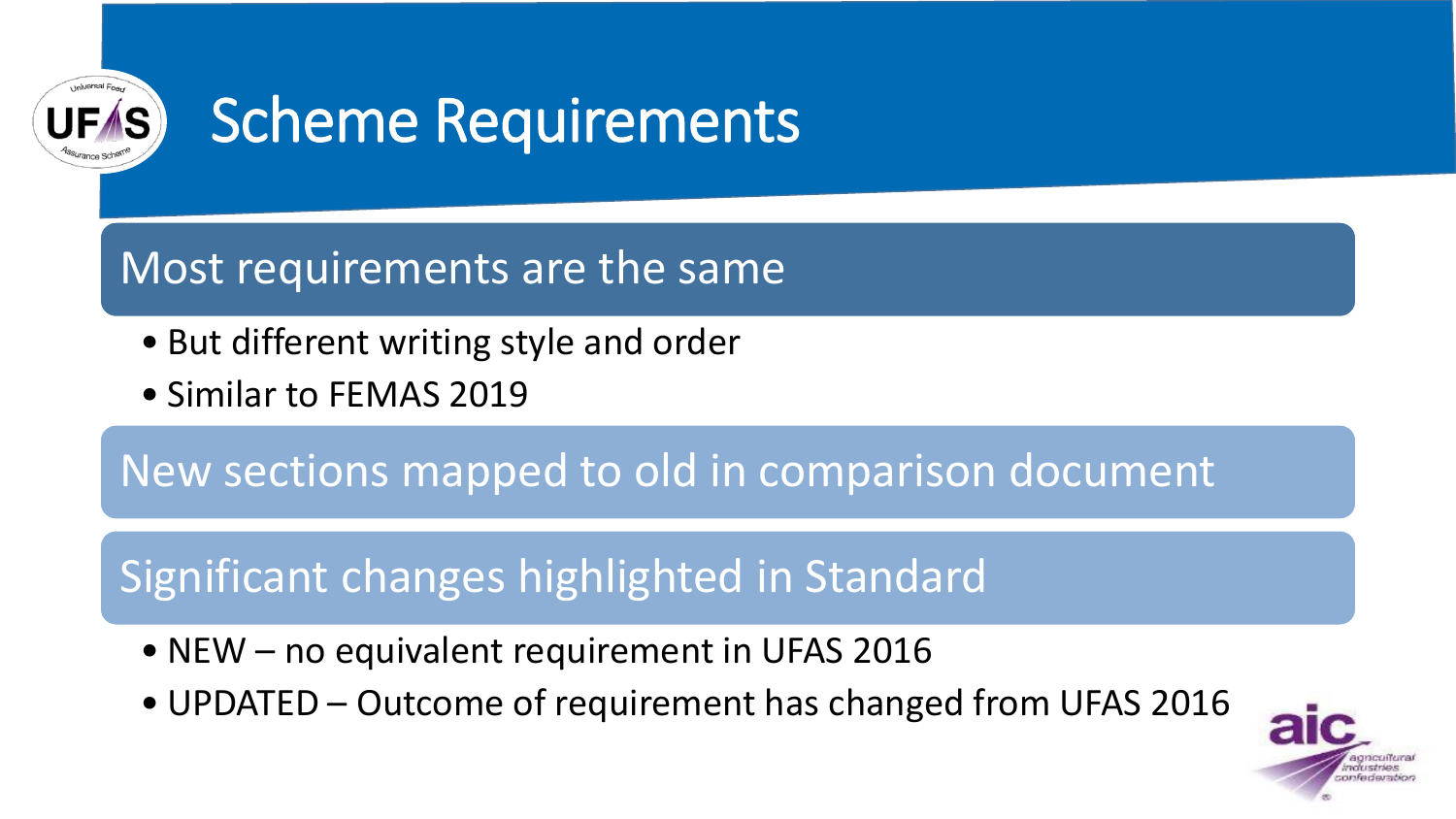# Scheme Requirements

## Most requirements are the same

- But different writing style and order
- Similar to FEMAS 2019

## New sections mapped to old in comparison document

## Significant changes highlighted in Standard

- NEW – no equivalent requirement in UFAS 2016
- UPDATED – Outcome of requirement has changed from UFAS 2016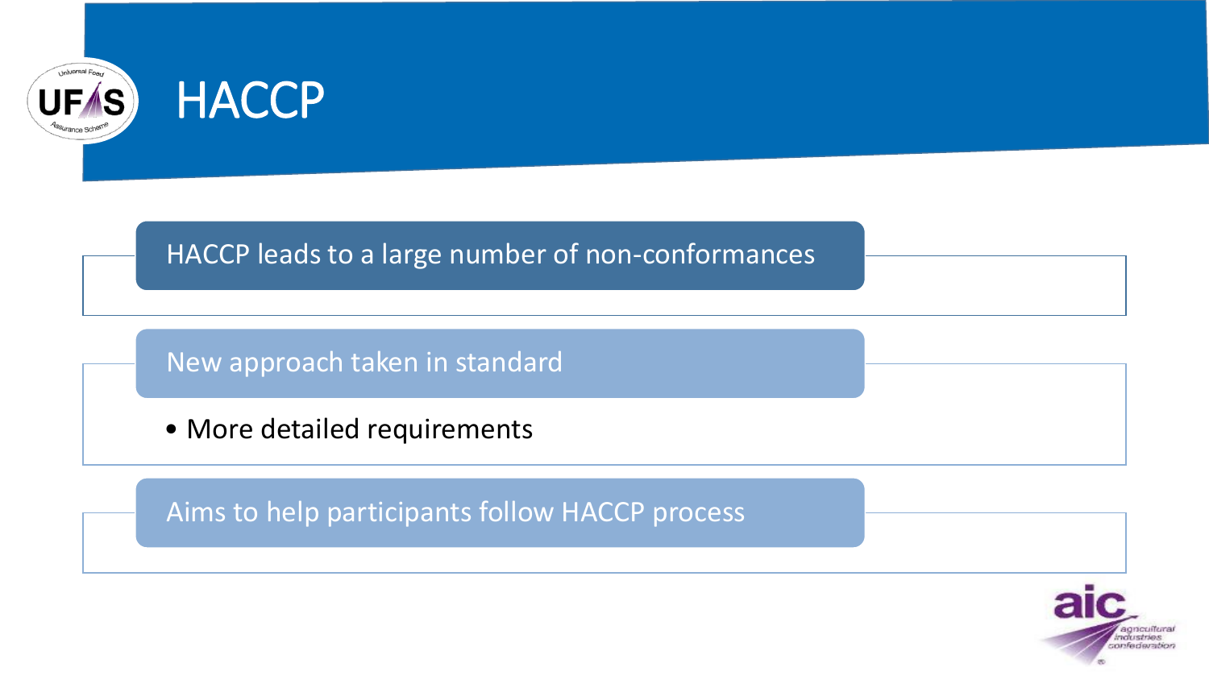# HACCP

## HACCP leads to a large number of non-conformances

## New approach taken in standard

- More detailed requirements

## Aims to help participants follow HACCP process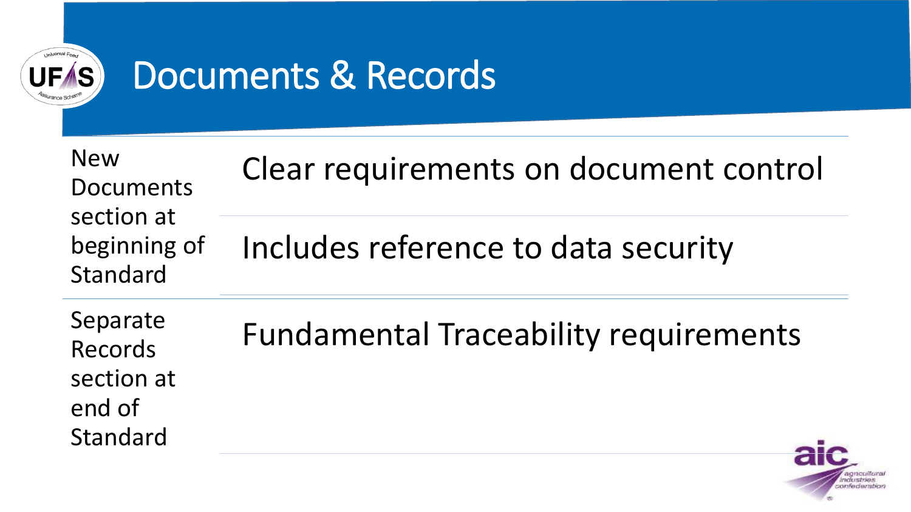# Documents & Records

| | |
|---|---|
| New Documents section at beginning of Standard | Clear requirements on document control |
| | Includes reference to data security |
| Separate Records section at end of Standard | Fundamental Traceability requirements |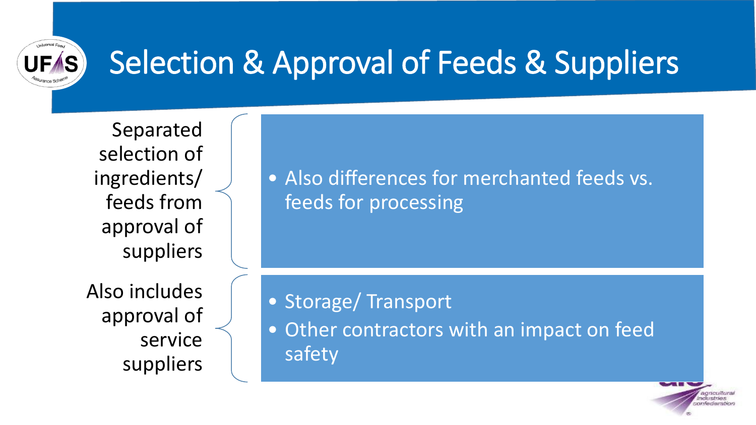# Selection & Approval of Feeds & Suppliers

**Separated selection of ingredients/ feeds from approval of suppliers**

- Also differences for merchanted feeds vs. feeds for processing

**Also includes approval of service suppliers**

- Storage/ Transport
- Other contractors with an impact on feed safety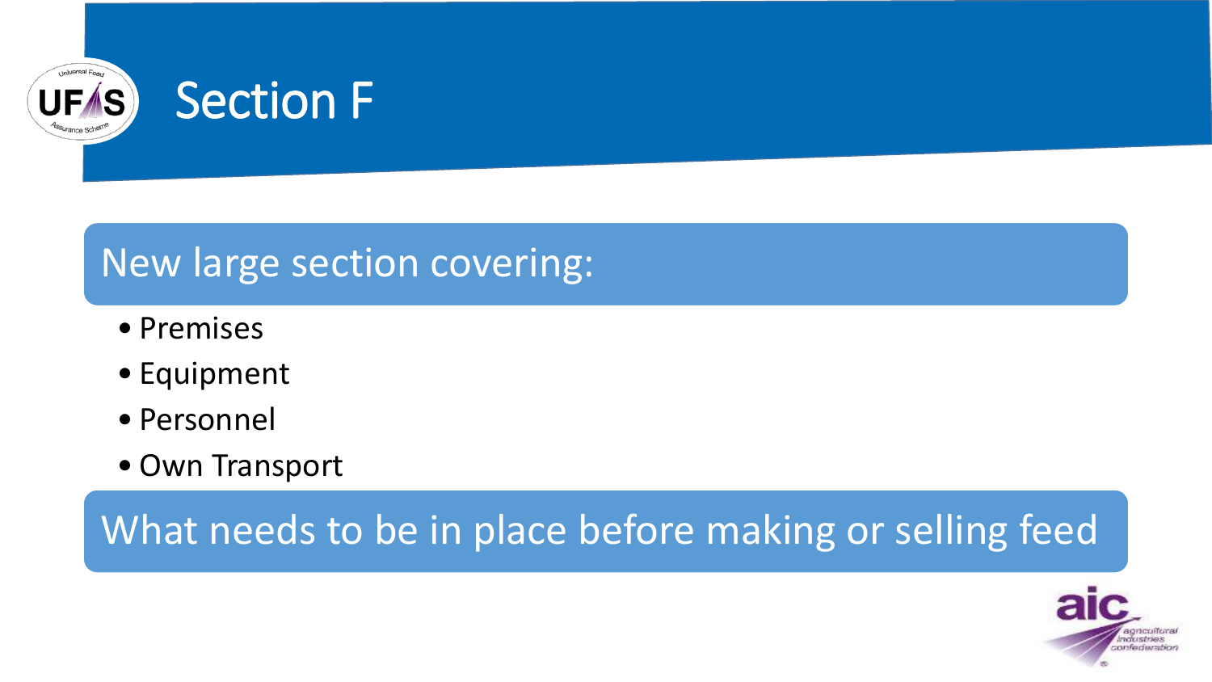# Section F

New large section covering:

- Premises
- Equipment
- Personnel
- Own Transport

What needs to be in place before making or selling feed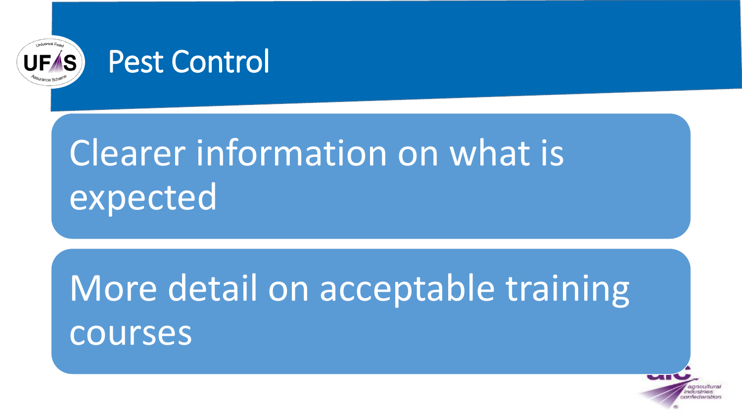# Pest Control

- Clearer information on what is expected
- More detail on acceptable training courses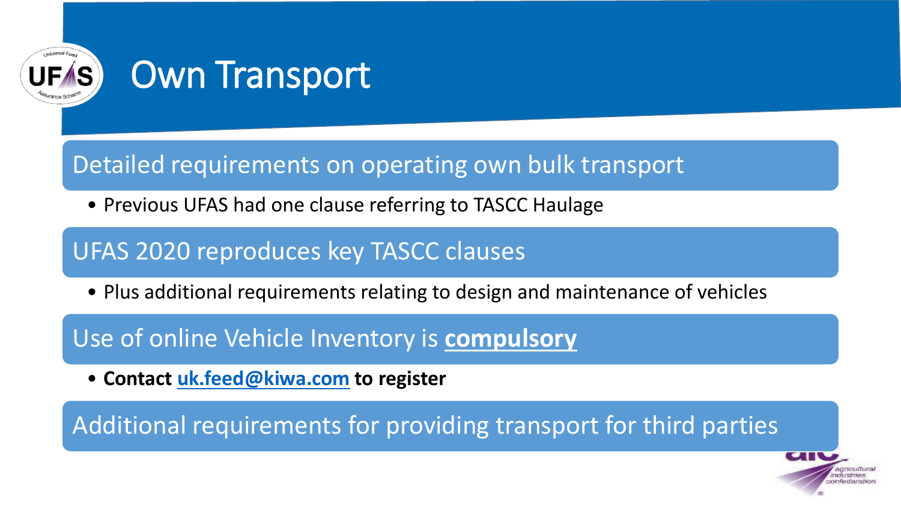# Own Transport

## Detailed requirements on operating own bulk transport

- Previous UFAS had one clause referring to TASCC Haulage

## UFAS 2020 reproduces key TASCC clauses

- Plus additional requirements relating to design and maintenance of vehicles

## Use of online Vehicle Inventory is **compulsory**

- **Contact uk.feed@kiwa.com to register**

## Additional requirements for providing transport for third parties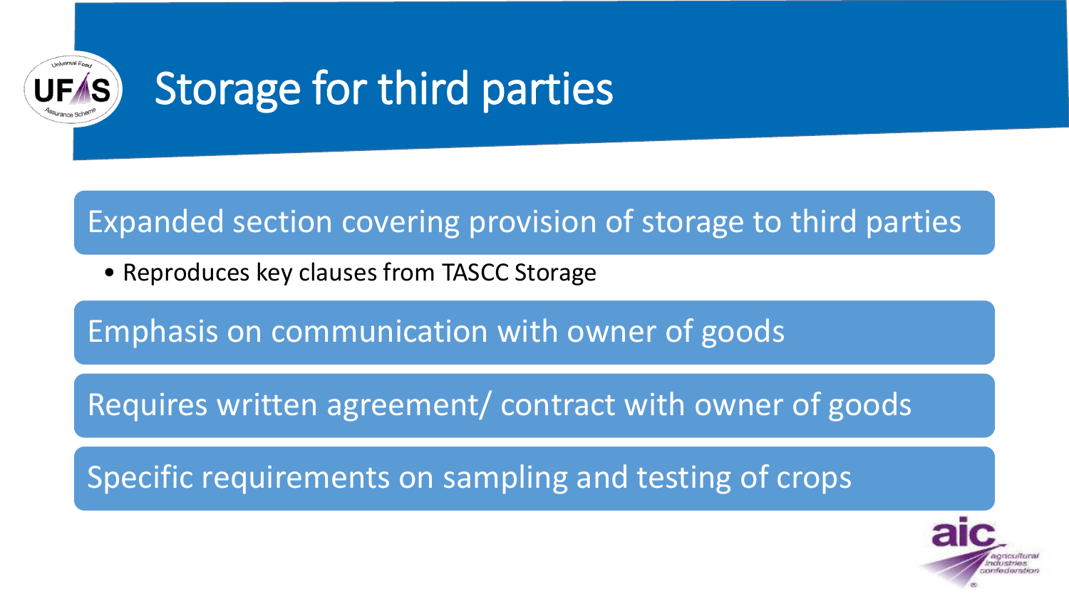# Storage for third parties

Expanded section covering provision of storage to third parties

- Reproduces key clauses from TASCC Storage

Emphasis on communication with owner of goods

Requires written agreement/ contract with owner of goods

Specific requirements on sampling and testing of crops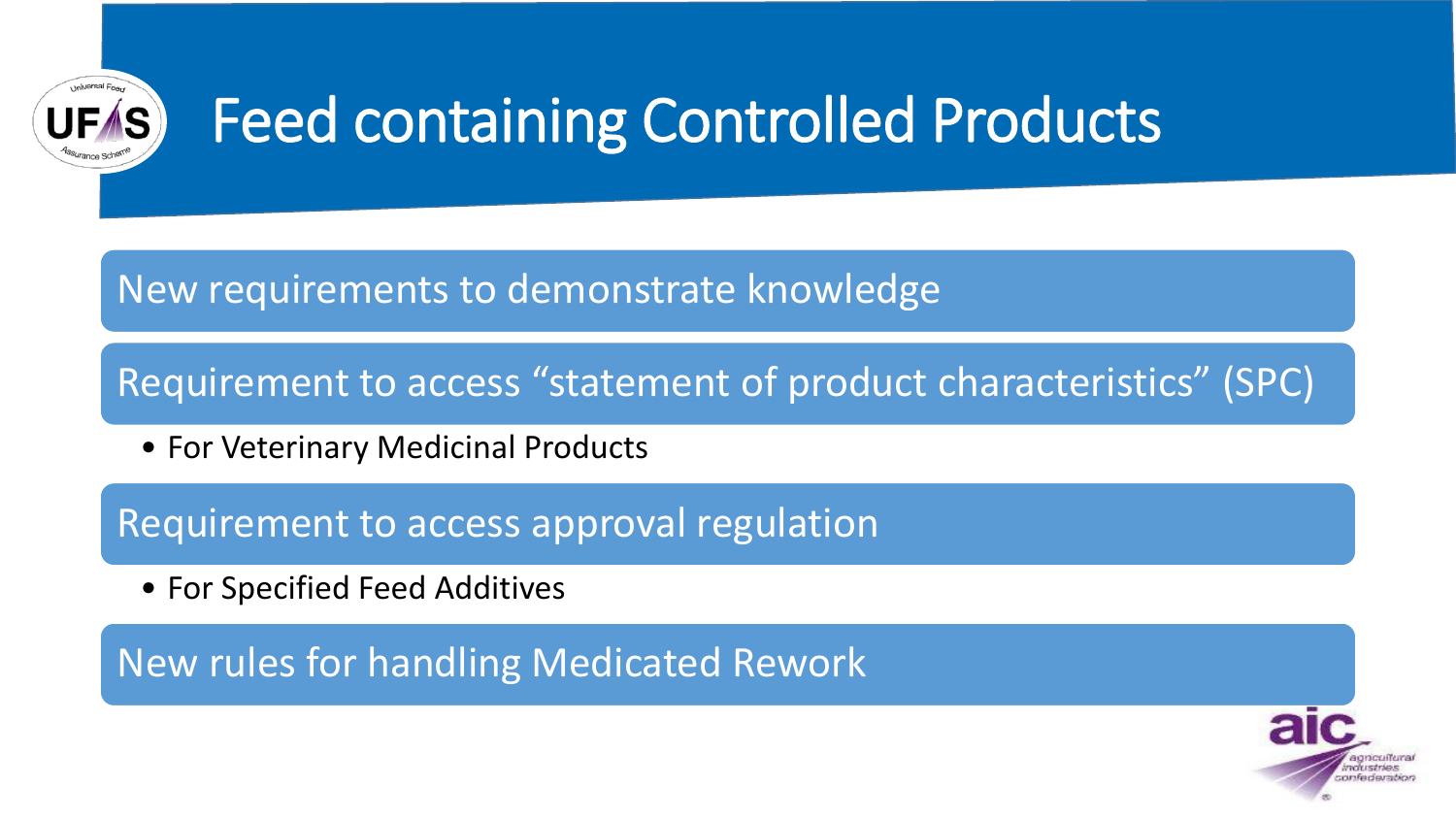# Feed containing Controlled Products

New requirements to demonstrate knowledge

Requirement to access "statement of product characteristics" (SPC)

- For Veterinary Medicinal Products

Requirement to access approval regulation

- For Specified Feed Additives

New rules for handling Medicated Rework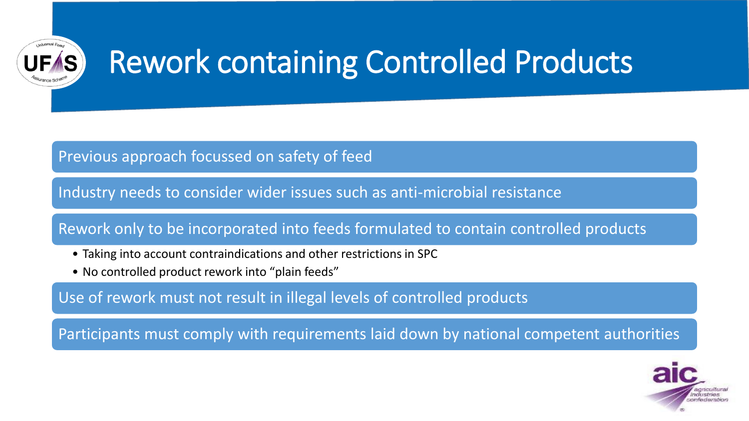# Rework containing Controlled Products

Previous approach focussed on safety of feed

Industry needs to consider wider issues such as anti-microbial resistance

Rework only to be incorporated into feeds formulated to contain controlled products

- Taking into account contraindications and other restrictions in SPC
- No controlled product rework into "plain feeds"

Use of rework must not result in illegal levels of controlled products

Participants must comply with requirements laid down by national competent authorities